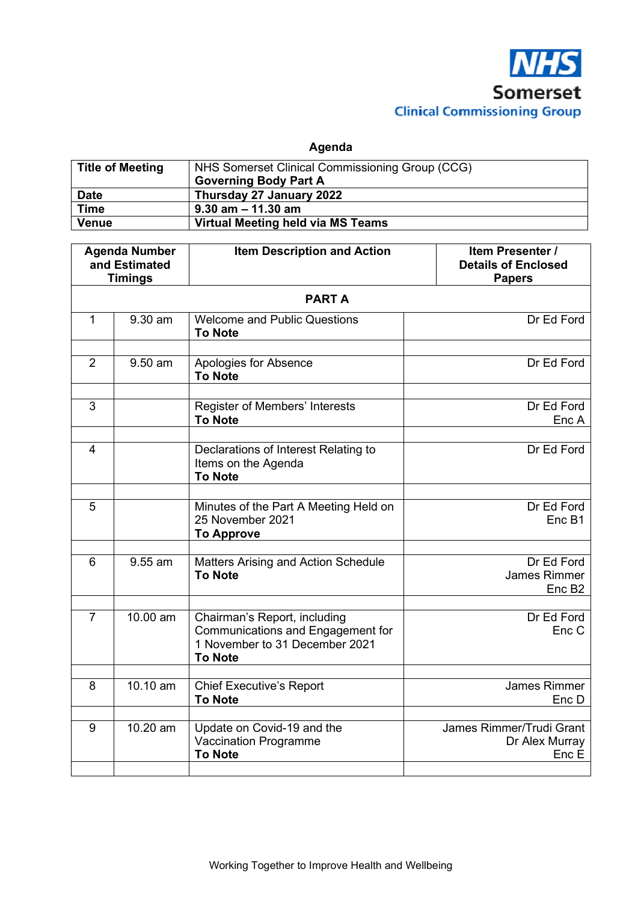NHS Somerset Clinical Commissioning Group

## Agenda

| Title of Meeting | NHS Somerset Clinical Commissioning Group (CCG) **Governing Body Part A** |
|---|---|
| **Date** | **Thursday 27 January 2022** |
| **Time** | **9.30 am – 11.30 am** |
| **Venue** | **Virtual Meeting held via MS Teams** |

| Agenda Number and Estimated Timings | | Item Description and Action | Item Presenter / Details of Enclosed Papers |
|---|---|---|---|
| **PART A** | | | |
| 1 | 9.30 am | Welcome and Public Questions **To Note** | Dr Ed Ford |
| 2 | 9.50 am | Apologies for Absence **To Note** | Dr Ed Ford |
| 3 | | Register of Members' Interests **To Note** | Dr Ed Ford Enc A |
| 4 | | Declarations of Interest Relating to Items on the Agenda **To Note** | Dr Ed Ford |
| 5 | | Minutes of the Part A Meeting Held on 25 November 2021 **To Approve** | Dr Ed Ford Enc B1 |
| 6 | 9.55 am | Matters Arising and Action Schedule **To Note** | Dr Ed Ford James Rimmer Enc B2 |
| 7 | 10.00 am | Chairman's Report, including Communications and Engagement for 1 November to 31 December 2021 **To Note** | Dr Ed Ford Enc C |
| 8 | 10.10 am | Chief Executive's Report **To Note** | James Rimmer Enc D |
| 9 | 10.20 am | Update on Covid-19 and the Vaccination Programme **To Note** | James Rimmer/Trudi Grant Dr Alex Murray Enc E |

Working Together to Improve Health and Wellbeing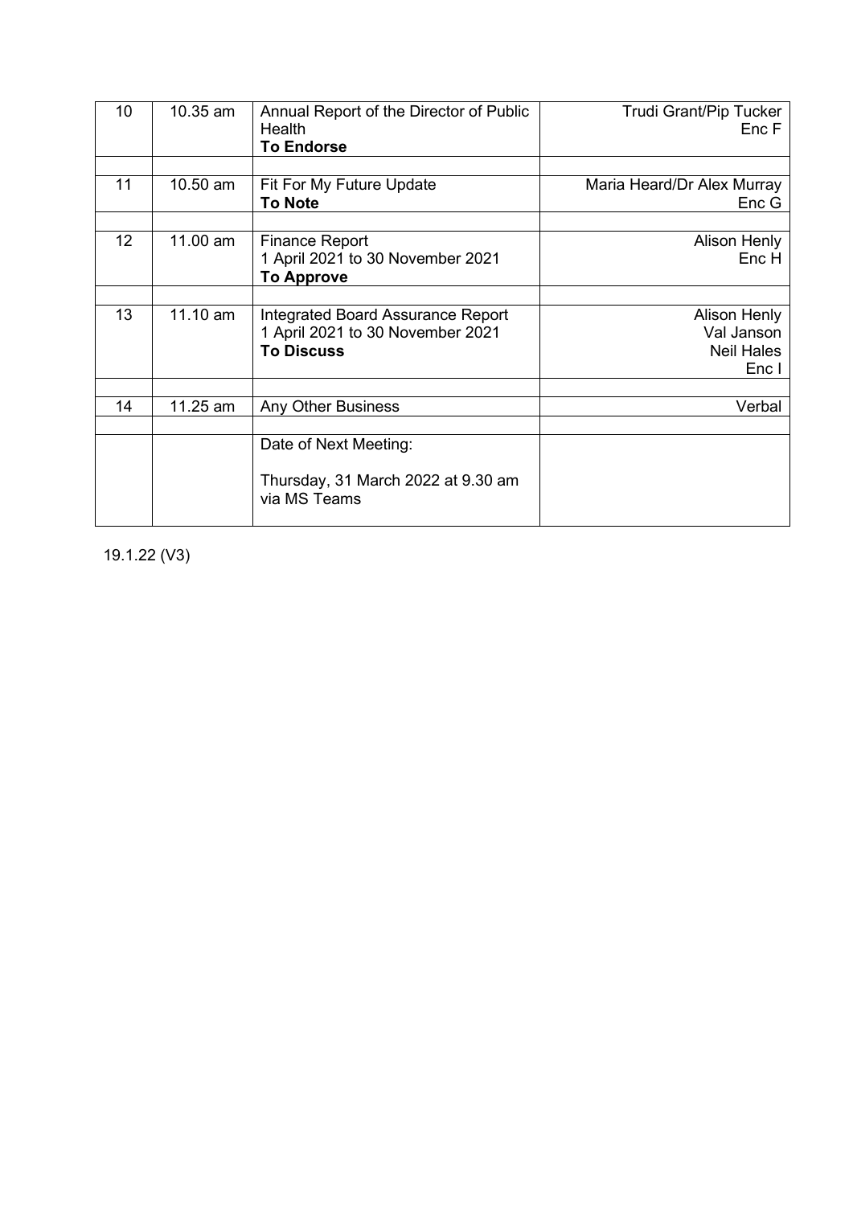| | | | |
|---|---|---|---|
| 10 | 10.35 am | Annual Report of the Director of Public Health<br>**To Endorse** | Trudi Grant/Pip Tucker<br>Enc F |
| | | | |
| 11 | 10.50 am | Fit For My Future Update<br>**To Note** | Maria Heard/Dr Alex Murray<br>Enc G |
| | | | |
| 12 | 11.00 am | Finance Report<br>1 April 2021 to 30 November 2021<br>**To Approve** | Alison Henly<br>Enc H |
| | | | |
| 13 | 11.10 am | Integrated Board Assurance Report<br>1 April 2021 to 30 November 2021<br>**To Discuss** | Alison Henly<br>Val Janson<br>Neil Hales<br>Enc I |
| | | | |
| 14 | 11.25 am | Any Other Business | Verbal |
| | | | |
| | | Date of Next Meeting:<br><br>Thursday, 31 March 2022 at 9.30 am via MS Teams | |

19.1.22 (V3)